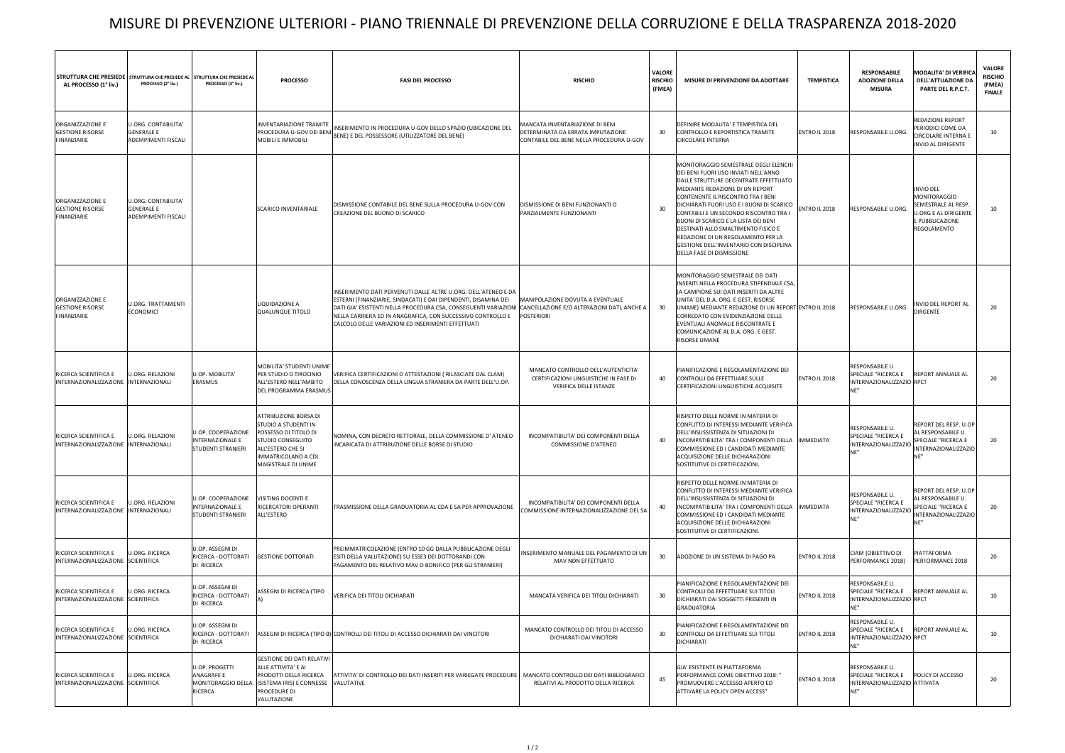# MISURE DI PREVENZIONE ULTERIORI - PIANO TRIENNALE DI PREVENZIONE DELLA CORRUZIONE E DELLA TRASPARENZA 2018-2020

| STRUTTURA CHE PRESIEDE AL PROCESSO (1° liv.) | STRUTTURA CHE PRESIEDE AL PROCESSO (2° liv.) | STRUTTURA CHE PRESIEDE AL PROCESSO (3° liv.) | PROCESSO | FASI DEL PROCESSO | RISCHIO | VALORE RISCHIO (FMEA) | MISURE DI PREVENZIONE DA ADOTTARE | TEMPISTICA | RESPONSABILE ADOZIONE DELLA MISURA | MODALITA' DI VERIFICA DELL'ATTUAZIONE DA PARTE DEL R.P.C.T. | VALORE RISCHIO (FMEA) FINALE |
|---|---|---|---|---|---|---|---|---|---|---|---|
| ORGANIZZAZIONE E GESTIONE RISORSE FINANZIARIE | U.ORG. CONTABILITA' GENERALE E ADEMPIMENTI FISCALI | | INVENTARIAZIONE TRAMITE PROCEDURA U-GOV DEI BENI MOBILI E IMMOBILI | INSERIMENTO IN PROCEDURA U-GOV DELLO SPAZIO (UBICAZIONE DEL BENE) E DEL POSSESSORE (UTILIZZATORE DEL BENE) | MANCATA INVENTARIAZIONE DI BENI DETERMINATA DA ERRATA IMPUTAZIONE CONTABILE DEL BENE NELLA PROCEDURA U-GOV | 30 | DEFINIRE MODALITA' E TEMPISTICA DEL CONTROLLO E REPORTISTICA TRAMITE CIRCOLARE INTERNA | ENTRO IL 2018 | RESPONSABILE U.ORG. | REDAZIONE REPORT PERIODICI COME DA CIRCOLARE INTERNA E INVIO AL DIRIGENTE | 10 |
| ORGANIZZAZIONE E GESTIONE RISORSE FINANZIARIE | U.ORG. CONTABILITA' GENERALE E ADEMPIMENTI FISCALI | | SCARICO INVENTARIALE | DISMISSIONE CONTABILE DEL BENE SULLA PROCEDURA U-GOV CON CREAZIONE DEL BUONO DI SCARICO | DISMISSIONE DI BENI FUNZIONANTI O PARZIALMENTE FUNZIONANTI | 30 | MONITORAGGIO SEMESTRALE DEGLI ELENCHI DEI BENI FUORI USO INVIATI NELL'ANNO DALLE STRUTTURE DECENTRATE EFFETTUATO MEDIANTE REDAZIONE DI UN REPORT CONTENENTE IL RISCONTRO TRA I BENI DICHIARATI FUORI USO E I BUONI DI SCARICO CONTABILI E UN SECONDO RISCONTRO TRA I BUONI DI SCARICO E LA LISTA DEI BENI DESTINATI ALLO SMALTIMENTO FISICO E REDAZIONE DI UN REGOLAMENTO PER LA GESTIONE DELL'INVENTARIO CON DISCIPLINA DELLA FASE DI DISMISSIONE | ENTRO IL 2018 | RESPONSABILE U.ORG. | INVIO DEL MONITORAGGIO SEMESTRALE AL RESP. U.ORG E AL DIRIGENTE E PUBBLICAZIONE REGOLAMENTO | 10 |
| ORGANIZZAZIONE E GESTIONE RISORSE FINANZIARIE | U.ORG. TRATTAMENTI ECONOMICI | | LIQUIDAZIONE A QUALUNQUE TITOLO | INSERIMENTO DATI PERVENUTI DALLE ALTRE U.ORG. DELL'ATENEO E DA ESTERNI (FINANZIARIE, SINDACATI) E DAI DIPENDENTI, DISAMINA DEI DATI GIA' ESISTENTI NELLA PROCEDURA CSA, CONSEGUENTI VARIAZIONI NELLA CARRIERA ED IN ANAGRAFICA, CON SUCCESSIVO CONTROLLO E CALCOLO DELLE VARIAZIONI ED INSERIMENTI EFFETTUATI | MANIPOLAZIONE DOVUTA A EVENTUALE CANCELLAZIONE E/O ALTERAZIONI DATI, ANCHE A POSTERIORI | 30 | MONITORAGGIO SEMESTRALE DEI DATI INSERITI NELLA PROCEDURA STIPENDIALE CSA, (A CAMPIONE SUI DATI INSERITI DA ALTRE UNITA' DEL D.A. ORG. E GEST. RISORSE UMANE) MEDIANTE REDAZIONE DI UN REPORT CORREDATO CON EVIDENZIAZIONE DELLE EVENTUALI ANOMALIE RISCONTRATE E COMUNICAZIONE AL D.A. ORG. E GEST. RISORSE UMANE | ENTRO IL 2018 | RESPONSABILE U.ORG. | INVIO DEL REPORT AL DIRGENTE | 20 |
| RICERCA SCIENTIFICA E INTERNAZIONALIZZAZIONE | U.ORG. RELAZIONI INTERNAZIONALI | U.OP. MOBILITA' ERASMUS | MOBILITA' STUDENTI UNIME PER STUDIO O TIROCINIO ALL'ESTERO NELL'AMBITO DEL PROGRAMMA ERASMUS | VERIFICA CERTIFICAZIONI O ATTESTAZIONI ( RILASCIATE DAL CLAM) DELLA CONOSCENZA DELLA LINGUA STRANIERA DA PARTE DELL'U.OP. | MANCATO CONTROLLO DELL'AUTENTICITA' CERTIFICAZIONI LINGUISTICHE IN FASE DI VERIFICA DELLE ISTANZE | 40 | PIANIFICAZIONE E REGOLAMENTAZIONE DEI CONTROLLI DA EFFETTUARE SULLE CERTIFICAZIONI LINGUISTICHE ACQUISITE | ENTRO IL 2018 | RESPONSABILE U. SPECIALE "RICERCA E INTERNAZIONALIZZAZIONE" | REPORT ANNUALE AL RPCT | 20 |
| RICERCA SCIENTIFICA E INTERNAZIONALIZZAZIONE | U.ORG. RELAZIONI INTERNAZIONALI | U.OP. COOPERAZIONE INTERNAZIONALE E STUDENTI STRANIERI | ATTRIBUZIONE BORSA DI STUDIO A STUDENTI IN POSSESSO DI TITOLO DI STUDIO CONSEGUITO ALL'ESTERO CHE SI IMMATRICOLANO A CDL MAGISTRALE DI UNIME | NOMINA, CON DECRETO RETTORALE, DELLA COMMISSIONE D' ATENEO INCARICATA DI ATTRIBUZIONE DELLE BORSE DI STUDIO | INCOMPATIBILITA' DEI COMPONENTI DELLA COMMISSIONE D'ATENEO | 40 | RISPETTO DELLE NORME IN MATERIA DI CONFLITTO DI INTERESSI MEDIANTE VERIFICA DELL'INSUSSISTENZA DI SITUAZIONI DI INCOMPATIBILITA' TRA I COMPONENTI DELLA COMMISSIONE ED I CANDIDATI MEDIANTE ACQUISIZIONE DELLE DICHIARAZIONI SOSTITUTIVE DI CERTIFICAZIONI. | IMMEDIATA | RESPONSABILE U. SPECIALE "RICERCA E INTERNAZIONALIZZAZIONE" | REPORT DEL RESP. U.OP AL RESPONSABILE U. SPECIALE "RICERCA E INTERNAZIONALIZZAZIONE" | 20 |
| RICERCA SCIENTIFICA E INTERNAZIONALIZZAZIONE | U.ORG. RELAZIONI INTERNAZIONALI | U.OP. COOPERAZIONE INTERNAZIONALE E STUDENTI STRANIERI | VISITING DOCENTI E RICERCATORI OPERANTI ALL'ESTERO | TRASMISSIONE DELLA GRADUATORIA AL CDA E SA PER APPROVAZIONE | INCOMPATIBILITA' DEI COMPONENTI DELLA COMMISSIONE INTERNAZIONALIZZAZIONE DEL SA | 40 | RISPETTO DELLE NORME IN MATERIA DI CONFLITTO DI INTERESSI MEDIANTE VERIFICA DELL'INSUSSISTENZA DI SITUAZIONI DI INCOMPATIBILITA' TRA I COMPONENTI DELLA COMMISSIONE ED I CANDIDATI MEDIANTE ACQUISIZIONE DELLE DICHIARAZIONI SOSTITUTIVE DI CERTIFICAZIONI. | IMMEDIATA | RESPONSABILE U. SPECIALE "RICERCA E INTERNAZIONALIZZAZIONE" | REPORT DEL RESP. U.OP AL RESPONSABILE U. SPECIALE "RICERCA E INTERNAZIONALIZZAZIONE" | 20 |
| RICERCA SCIENTIFICA E INTERNAZIONALIZZAZIONE | U.ORG. RICERCA SCIENTIFICA | U.OP. ASSEGNI DI RICERCA - DOTTORATI DI RICERCA | GESTIONE DOTTORATI | PREIMMATRICOLAZIONE (ENTRO 10 GG DALLA PUBBLICAZIONE DEGLI ESITI DELLA VALUTAZIONE) SU ESSE3 DEI DOTTORANDI CON PAGAMENTO DEL RELATIVO MAV O BONIFICO (PER GLI STRANIERI) | INSERIMENTO MANUALE DEL PAGAMENTO DI UN MAV NON EFFETTUATO | 30 | ADOZIONE DI UN SISTEMA DI PAGO PA | ENTRO IL 2018 | CIAM (OBIETTIVO DI PERFORMANCE 2018) | PIATTAFORMA PERFORMANCE 2018 | 20 |
| RICERCA SCIENTIFICA E INTERNAZIONALIZZAZIONE | U.ORG. RICERCA SCIENTIFICA | U.OP. ASSEGNI DI RICERCA - DOTTORATI DI RICERCA | ASSEGNI DI RICERCA (TIPO A) | VERIFICA DEI TITOLI DICHIARATI | MANCATA VERIFICA DEI TITOLI DICHIARATI | 30 | PIANIFICAZIONE E REGOLAMENTAZIONE DEI CONTROLLI DA EFFETTUARE SUI TITOLI DICHIARATI DAI SOGGETTI PRESENTI IN GRADUATORIA | ENTRO IL 2018 | RESPONSABILE U. SPECIALE "RICERCA E INTERNAZIONALIZZAZIONE" | REPORT ANNUALE AL RPCT | 10 |
| RICERCA SCIENTIFICA E INTERNAZIONALIZZAZIONE | U.ORG. RICERCA SCIENTIFICA | U.OP. ASSEGNI DI RICERCA - DOTTORATI DI RICERCA | ASSEGNI DI RICERCA (TIPO B) | CONTROLLI DEI TITOLI DI ACCESSO DICHIARATI DAI VINCITORI | MANCATO CONTROLLO DEI TITOLI DI ACCESSO DICHIARATI DAI VINCITORI | 30 | PIANIFICAZIONE E REGOLAMENTAZIONE DEI CONTROLLI DA EFFETTUARE SUI TITOLI DICHIARATI | ENTRO IL 2018 | RESPONSABILE U. SPECIALE "RICERCA E INTERNAZIONALIZZAZIONE" | REPORT ANNUALE AL RPCT | 10 |
| RICERCA SCIENTIFICA E INTERNAZIONALIZZAZIONE | U.ORG. RICERCA SCIENTIFICA | U.OP. PROGETTI ANAGRAFE E MONITORAGGIO DELLA RICERCA | GESTIONE DEI DATI RELATIVI ALLE ATTIVITA' E AI PRODOTTI DELLA RICERCA (SISTEMA IRIS) E CONNESSE PROCEDURE DI VALUTAZIONE | ATTIVITA' DI CONTROLLO DEI DATI INSERITI PER VARIEGATE PROCEDURE VALUTATIVE | MANCATO CONTROLLO DEI DATI BIBLIOGRAFICI RELATIVI AL PRODOTTO DELLA RICERCA | 45 | GIA' ESISTENTE IN PIATTAFORMA PERFORMANCE COME OBIETTIVO 2018: " PROMUOVERE L'ACCESSO APERTO ED ATTIVARE LA POLICY OPEN ACCESS" | ENTRO IL 2018 | RESPONSABILE U. SPECIALE "RICERCA E INTERNAZIONALIZZAZIONE" | POLICY DI ACCESSO ATTIVATA | 20 |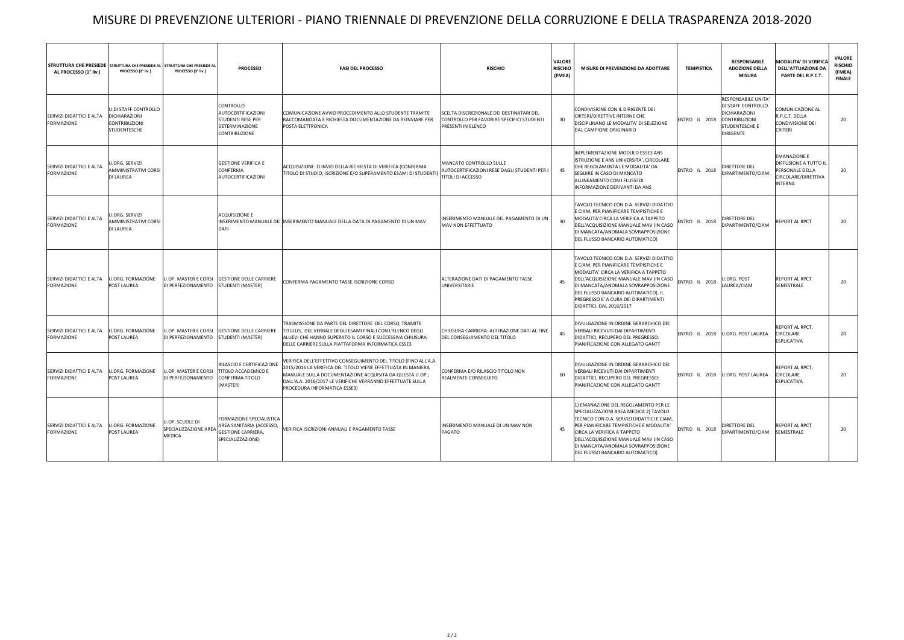# MISURE DI PREVENZIONE ULTERIORI - PIANO TRIENNALE DI PREVENZIONE DELLA CORRUZIONE E DELLA TRASPARENZA 2018-2020

| STRUTTURA CHE PRESIEDE AL PROCESSO (1° liv.) | STRUTTURA CHE PRESIEDE AL PROCESSO (2° liv.) | STRUTTURA CHE PRESIEDE AL PROCESSO (3° liv.) | PROCESSO | FASI DEL PROCESSO | RISCHIO | VALORE RISCHIO (FMEA) | MISURE DI PREVENZIONE DA ADOTTARE | TEMPISTICA | RESPONSABILE ADOZIONE DELLA MISURA | MODALITA' DI VERIFICA DELL'ATTUAZIONE DA PARTE DEL R.P.C.T. | VALORE RISCHIO (FMEA) FINALE |
|---|---|---|---|---|---|---|---|---|---|---|---|
| SERVIZI DIDATTICI E ALTA FORMAZIONE | U.DI STAFF CONTROLLO DICHIARAZIONI CONTRIBUZIONI STUDENTESCHE | | CONTROLLO AUTOCERTIFICAZIONI STUDENTI RESE PER DETERMINAZIONE CONTRIBUZIONE | COMUNICAZIONE AVVIO PROCEDIMENTO ALLO STUDENTE TRAMITE RACCOMANDATA E RICHIESTA DOCUMENTAZIONE DA REINVIARE PER POSTA ELETTRONICA | SCELTA DISCREZIONALE DEI DESTINATARI DEL CONTROLLO PER FAVORIRE SPECIFICI STUDENTI PRESENTI IN ELENCO | 30 | CONDIVISIONE CON IL DIRIGENTE DEI CRITERI/DIRETTIVE INTERNE CHE DISCIPLINANO LE MODALITA' DI SELEZIONE DAL CAMPIONE ORIGINARIO | ENTRO IL 2018 | RESPONSABILE UNITA' DI STAFF CONTROLLO DICHIARAZIONI CONTRIBUZIONI STUDENTESCHE E DIRIGENTE | COMUNICAZIONE AL R.P.C.T. DELLA CONDIVISIONE DEI CRITERI | 20 |
| SERVIZI DIDATTICI E ALTA FORMAZIONE | U.ORG. SERVIZI AMMINISTRATIVI CORSI DI LAUREA | | GESTIONE VERIFICA E CONFERMA AUTOCERTIFICAZIONI | ACQUISIZIONE O INVIO DELLA RICHIESTA DI VERIFICA (CONFERMA TITOLO DI STUDIO; ISCRIZIONE E/O SUPERAMENTO ESAMI DI STUDENTI) | MANCATO CONTROLLO SULLE AUTOCERTIFICAZIONI RESE DAGLI STUDENTI PER I TITOLI DI ACCESSO | 45 | IMPLEMENTAZIONE MODULO ESSE3 ANS ISTRUZIONE E ANS UNIVERSITA', CIRCOLARE CHE REGOLAMENTA LE MODALITA' DA SEGUIRE IN CASO DI MANCATO ALLINEAMENTO CON I FLUSSI DI INFORMAZIONE DERIVANTI DA ANS | ENTRO IL 2018 | DIRETTORE DEL DIPARTIMENTO/CIAM | EMANAZIONE E DIFFUSIONE A TUTTO IL PERSONALE DELLA CIRCOLARE/DIRETTIVA INTERNA | 20 |
| SERVIZI DIDATTICI E ALTA FORMAZIONE | U.ORG. SERVIZI AMMINISTRATIVI CORSI DI LAUREA | | ACQUISIZIONE E INSERIMENTO MANUALE DEI DATI | INSERIMENTO MANUALE DELLA DATA DI PAGAMENTO DI UN MAV | INSERIMENTO MANUALE DEL PAGAMENTO DI UN MAV NON EFFETTUATO | 30 | TAVOLO TECNICO CON D.A. SERVIZI DIDATTICI E CIAM, PER PIANIFICARE TEMPISTICHE E MODALITA'CIRCA LA VERIFICA A TAPPETO DELL'ACQUISIZIONE MANUALE MAV (IN CASO DI MANCATA/ANOMALA SOVRAPPOSIZIONE DEL FLUSSO BANCARIO AUTOMATICO) | ENTRO IL 2018 | DIRETTORE DEL DIPARTIMENTO/CIAM | REPORT AL RPCT | 20 |
| SERVIZI DIDATTICI E ALTA FORMAZIONE | U.ORG. FORMAZIONE POST LAUREA | U.OP. MASTER E CORSI DI PERFEZIONAMENTO | GESTIONE DELLE CARRIERE STUDENTI (MASTER) | CONFERMA PAGAMENTO TASSE ISCRIZIONE CORSO | ALTERAZIONE DATI DI PAGAMENTO TASSE UNIVERSITARIE | 45 | TAVOLO TECNICO CON D.A. SERVIZI DIDATTICI E CIAM, PER PIANIFICARE TEMPISTICHE E MODALITA' CIRCA LA VERIFICA A TAPPETO DELL'ACQUISIZIONE MANUALE MAV (IN CASO DI MANCATA/ANOMALA SOVRAPPOSIZIONE DEL FLUSSO BANCARIO AUTOMATICO). IL PREGRESSO E' A CURA DEI DIPARTIMENTI DIDATTICI, DAL 2016/2017 | ENTRO IL 2018 | U.ORG. POST LAUREA/CIAM | REPORT AL RPCT SEMESTRALE | 20 |
| SERVIZI DIDATTICI E ALTA FORMAZIONE | U.ORG. FORMAZIONE POST LAUREA | U.OP. MASTER E CORSI DI PERFEZIONAMENTO | GESTIONE DELLE CARRIERE STUDENTI (MASTER) | TRASMISSIONE DA PARTE DEL DIRETTORE DEL CORSO, TRAMITE TITULUS, DEL VERBALE DEGLI ESAMI FINALI CON L'ELENCO DEGLI ALLIEVI CHE HANNO SUPERATO IL CORSO E SUCCESSIVA CHIUSURA DELLE CARRIERE SULLA PIATTAFORMA INFORMATICA ESSE3 | CHIUSURA CARRIERA: ALTERAZIONE DATI AL FINE DEL CONSEGUIMENTO DEL TITOLO | 45 | DIVULGAZIONE IN ORDINE GERARCHICO DEI VERBALI RICEVUTI DAI DIPARTIMENTI DIDATTICI, RECUPERO DEL PREGRESSO: PIANIFICAZIONE CON ALLEGATO GANTT | ENTRO IL 2018 | U.ORG. POST LAUREA | REPORT AL RPCT, CIRCOLARE ESPLICATIVA | 20 |
| SERVIZI DIDATTICI E ALTA FORMAZIONE | U.ORG. FORMAZIONE POST LAUREA | U.OP. MASTER E CORSI DI PERFEZIONAMENTO | RILASCIO E CERTIFICAZIONE TITOLO ACCADEMICO E CONFERMA TITOLO (MASTER) | VERIFICA DELL'EFFETTIVO CONSEGUIMENTO DEL TITOLO (FINO ALL'A.A. 2015/2016 LA VERIFICA DEL TITOLO VIENE EFFETTUATA IN MANIERA MANUALE SULLA DOCUMENTAZIONE ACQUISITA DA QUESTA U.OP.; DALL'A.A. 2016/2017 LE VERIFICHE VERRANNO EFFETTUATE SULLA PROCEDURA INFORMATICA ESSE3) | CONFERMA E/O RILASCIO TITOLO NON REALMENTE CONSEGUITO | 60 | DIVULGAZIONE IN ORDINE GERARCHICO DEI VERBALI RICEVUTI DAI DIPARTIMENTI DIDATTICI, RECUPERO DEL PREGRESSO: PIANIFICAZIONE CON ALLEGATO GANTT | ENTRO IL 2018 | U.ORG. POST LAUREA | REPORT AL RPCT, CIRCOLARE ESPLICATIVA | 20 |
| SERVIZI DIDATTICI E ALTA FORMAZIONE | U.ORG. FORMAZIONE POST LAUREA | U.OP. SCUOLE DI SPECIALIZZAZIONE AREA MEDICA | FORMAZIONE SPECIALISTICA AREA SANITARIA (ACCESSO, GESTIONE CARRIERA, SPECIALIZZAZIONE) | VERIFICA ISCRIZIONI ANNUALI E PAGAMENTO TASSE | INSERIMENTO MANUALE DI UN MAV NON PAGATO | 45 | 1) EMANAZIONE DEL REGOLAMENTO PER LE SPECIALIZZAZIONI AREA MEDICA 2) TAVOLO TECNICO CON D.A. SERVIZI DIDATTICI E CIAM, PER PIANIFICARE TEMPISTICHE E MODALITA' CIRCA LA VERIFICA A TAPPETO DELL'ACQUISIZIONE MANUALE MAV (IN CASO DI MANCATA/ANOMALA SOVRAPPOSIZIONE DEL FLUSSO BANCARIO AUTOMATICO) | ENTRO IL 2018 | DIRETTORE DEL DIPARTIMENTO/CIAM | REPORT AL RPCT SEMESTRALE | 20 |